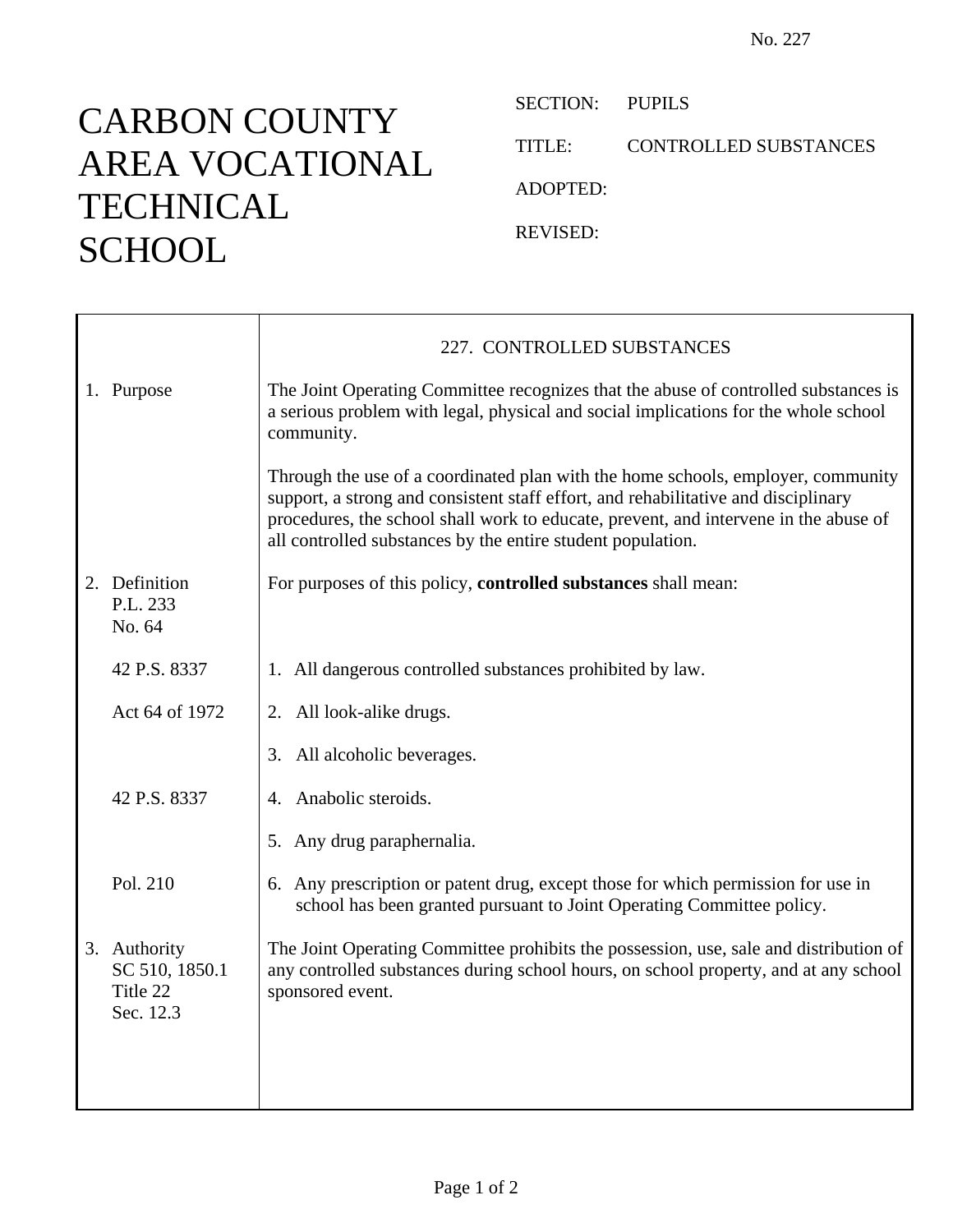No. 227

# CARBON COUNTY AREA VOCATIONAL TECHNICAL SCHOOL

SECTION: PUPILS

TITLE: CONTROLLED SUBSTANCES

ADOPTED:

REVISED:

## 227. CONTROLLED SUBSTANCES

| | |
|---|---|
| 1. Purpose | The Joint Operating Committee recognizes that the abuse of controlled substances is a serious problem with legal, physical and social implications for the whole school community. |
| | Through the use of a coordinated plan with the home schools, employer, community support, a strong and consistent staff effort, and rehabilitative and disciplinary procedures, the school shall work to educate, prevent, and intervene in the abuse of all controlled substances by the entire student population. |
| 2. Definition<br>P.L. 233<br>No. 64 | For purposes of this policy, **controlled substances** shall mean: |
| 42 P.S. 8337 | 1. All dangerous controlled substances prohibited by law. |
| Act 64 of 1972 | 2. All look-alike drugs. |
| | 3. All alcoholic beverages. |
| 42 P.S. 8337 | 4. Anabolic steroids. |
| | 5. Any drug paraphernalia. |
| Pol. 210 | 6. Any prescription or patent drug, except those for which permission for use in school has been granted pursuant to Joint Operating Committee policy. |
| 3. Authority<br>SC 510, 1850.1<br>Title 22<br>Sec. 12.3 | The Joint Operating Committee prohibits the possession, use, sale and distribution of any controlled substances during school hours, on school property, and at any school sponsored event. |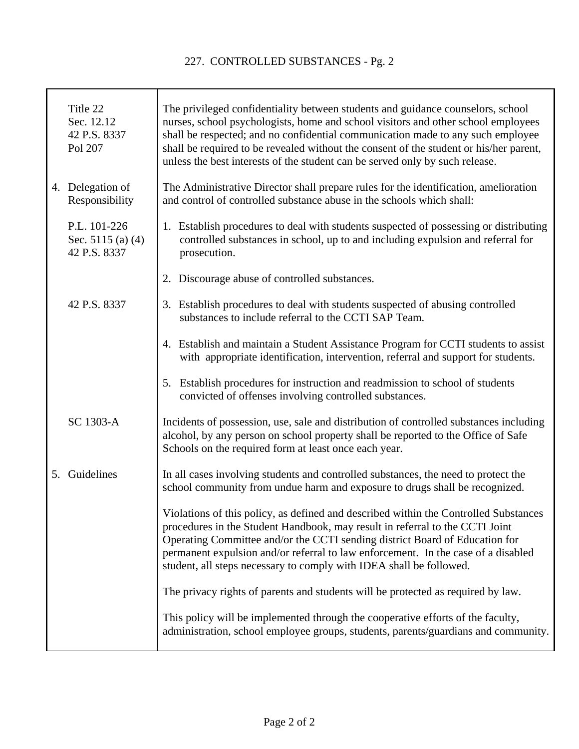| | |
|---|---|
| Title 22<br>Sec. 12.12<br>42 P.S. 8337<br>Pol 207 | The privileged confidentiality between students and guidance counselors, school nurses, school psychologists, home and school visitors and other school employees shall be respected; and no confidential communication made to any such employee shall be required to be revealed without the consent of the student or his/her parent, unless the best interests of the student can be served only by such release. |
| 4. Delegation of Responsibility | The Administrative Director shall prepare rules for the identification, amelioration and control of controlled substance abuse in the schools which shall: |
| P.L. 101-226<br>Sec. 5115 (a) (4)<br>42 P.S. 8337 | 1. Establish procedures to deal with students suspected of possessing or distributing controlled substances in school, up to and including expulsion and referral for prosecution. |
| | 2. Discourage abuse of controlled substances. |
| 42 P.S. 8337 | 3. Establish procedures to deal with students suspected of abusing controlled substances to include referral to the CCTI SAP Team. |
| | 4. Establish and maintain a Student Assistance Program for CCTI students to assist with appropriate identification, intervention, referral and support for students. |
| | 5. Establish procedures for instruction and readmission to school of students convicted of offenses involving controlled substances. |
| SC 1303-A | Incidents of possession, use, sale and distribution of controlled substances including alcohol, by any person on school property shall be reported to the Office of Safe Schools on the required form at least once each year. |
| 5. Guidelines | In all cases involving students and controlled substances, the need to protect the school community from undue harm and exposure to drugs shall be recognized.<br><br>Violations of this policy, as defined and described within the Controlled Substances procedures in the Student Handbook, may result in referral to the CCTI Joint Operating Committee and/or the CCTI sending district Board of Education for permanent expulsion and/or referral to law enforcement. In the case of a disabled student, all steps necessary to comply with IDEA shall be followed.<br><br>The privacy rights of parents and students will be protected as required by law.<br><br>This policy will be implemented through the cooperative efforts of the faculty, administration, school employee groups, students, parents/guardians and community. |